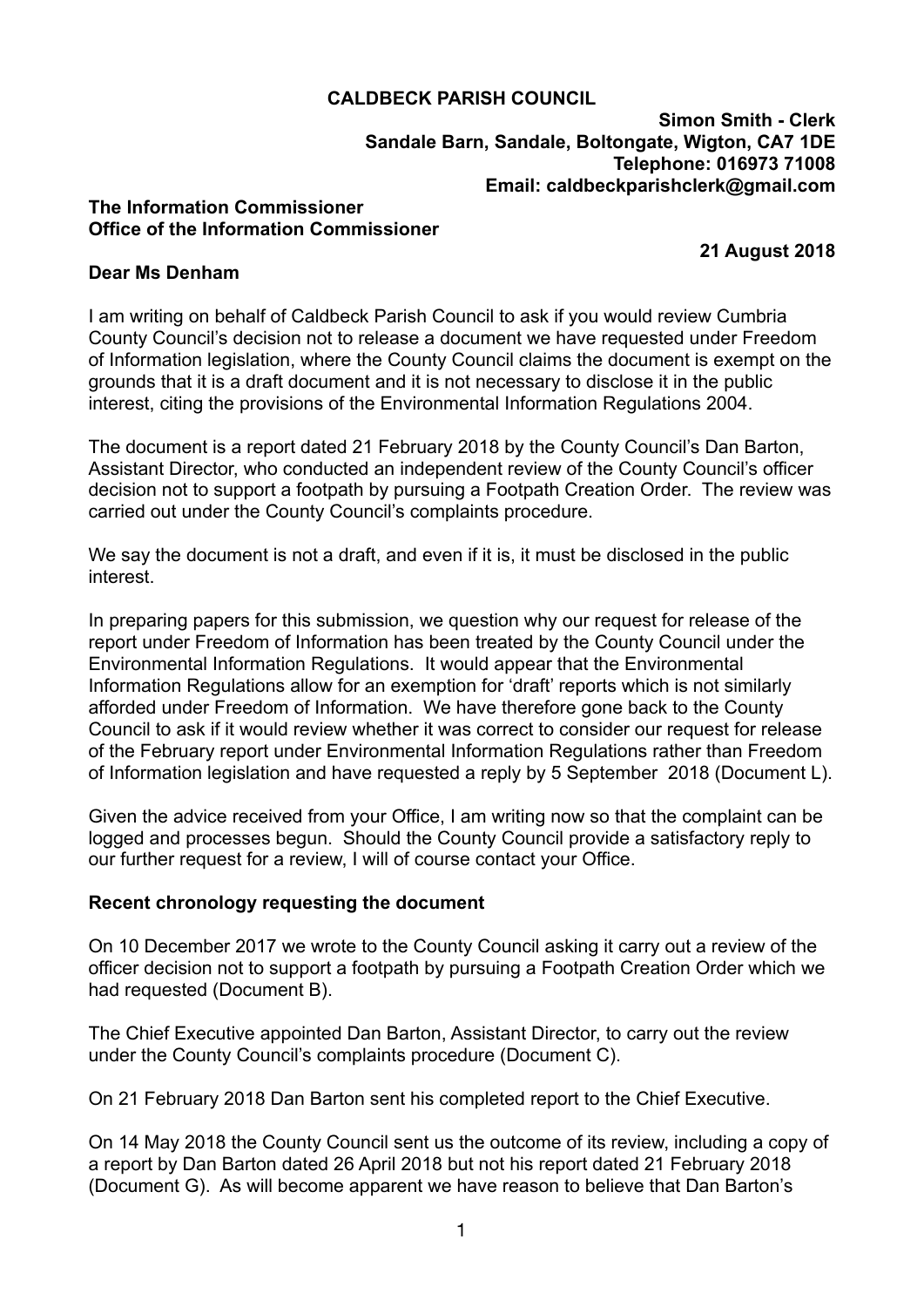**CALDBECK PARISH COUNCIL**

**Simon Smith - Clerk**
**Sandale Barn, Sandale, Boltongate, Wigton, CA7 1DE**
**Telephone: 016973 71008**
**Email: caldbeckparishclerk@gmail.com**

**The Information Commissioner**
**Office of the Information Commissioner**

**21 August 2018**

**Dear Ms Denham**

I am writing on behalf of Caldbeck Parish Council to ask if you would review Cumbria County Council's decision not to release a document we have requested under Freedom of Information legislation, where the County Council claims the document is exempt on the grounds that it is a draft document and it is not necessary to disclose it in the public interest, citing the provisions of the Environmental Information Regulations 2004.

The document is a report dated 21 February 2018 by the County Council's Dan Barton, Assistant Director, who conducted an independent review of the County Council's officer decision not to support a footpath by pursuing a Footpath Creation Order. The review was carried out under the County Council's complaints procedure.

We say the document is not a draft, and even if it is, it must be disclosed in the public interest.

In preparing papers for this submission, we question why our request for release of the report under Freedom of Information has been treated by the County Council under the Environmental Information Regulations. It would appear that the Environmental Information Regulations allow for an exemption for 'draft' reports which is not similarly afforded under Freedom of Information. We have therefore gone back to the County Council to ask if it would review whether it was correct to consider our request for release of the February report under Environmental Information Regulations rather than Freedom of Information legislation and have requested a reply by 5 September 2018 (Document L).

Given the advice received from your Office, I am writing now so that the complaint can be logged and processes begun. Should the County Council provide a satisfactory reply to our further request for a review, I will of course contact your Office.

**Recent chronology requesting the document**

On 10 December 2017 we wrote to the County Council asking it carry out a review of the officer decision not to support a footpath by pursuing a Footpath Creation Order which we had requested (Document B).

The Chief Executive appointed Dan Barton, Assistant Director, to carry out the review under the County Council's complaints procedure (Document C).

On 21 February 2018 Dan Barton sent his completed report to the Chief Executive.

On 14 May 2018 the County Council sent us the outcome of its review, including a copy of a report by Dan Barton dated 26 April 2018 but not his report dated 21 February 2018 (Document G). As will become apparent we have reason to believe that Dan Barton's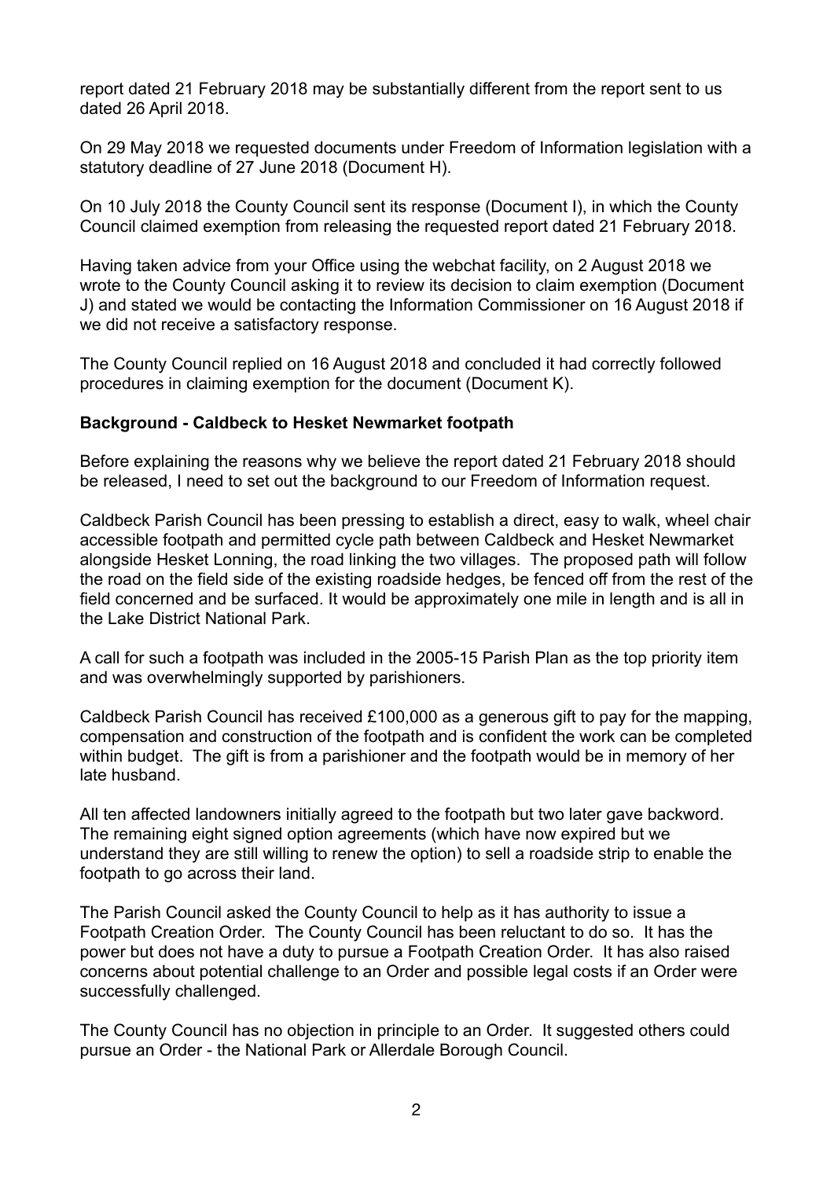report dated 21 February 2018 may be substantially different from the report sent to us dated 26 April 2018.

On 29 May 2018 we requested documents under Freedom of Information legislation with a statutory deadline of 27 June 2018 (Document H).

On 10 July 2018 the County Council sent its response (Document I), in which the County Council claimed exemption from releasing the requested report dated 21 February 2018.

Having taken advice from your Office using the webchat facility, on 2 August 2018 we wrote to the County Council asking it to review its decision to claim exemption (Document J) and stated we would be contacting the Information Commissioner on 16 August 2018 if we did not receive a satisfactory response.

The County Council replied on 16 August 2018 and concluded it had correctly followed procedures in claiming exemption for the document (Document K).

**Background - Caldbeck to Hesket Newmarket footpath**

Before explaining the reasons why we believe the report dated 21 February 2018 should be released, I need to set out the background to our Freedom of Information request.

Caldbeck Parish Council has been pressing to establish a direct, easy to walk, wheel chair accessible footpath and permitted cycle path between Caldbeck and Hesket Newmarket alongside Hesket Lonning, the road linking the two villages. The proposed path will follow the road on the field side of the existing roadside hedges, be fenced off from the rest of the field concerned and be surfaced. It would be approximately one mile in length and is all in the Lake District National Park.

A call for such a footpath was included in the 2005-15 Parish Plan as the top priority item and was overwhelmingly supported by parishioners.

Caldbeck Parish Council has received £100,000 as a generous gift to pay for the mapping, compensation and construction of the footpath and is confident the work can be completed within budget. The gift is from a parishioner and the footpath would be in memory of her late husband.

All ten affected landowners initially agreed to the footpath but two later gave backword. The remaining eight signed option agreements (which have now expired but we understand they are still willing to renew the option) to sell a roadside strip to enable the footpath to go across their land.

The Parish Council asked the County Council to help as it has authority to issue a Footpath Creation Order. The County Council has been reluctant to do so. It has the power but does not have a duty to pursue a Footpath Creation Order. It has also raised concerns about potential challenge to an Order and possible legal costs if an Order were successfully challenged.

The County Council has no objection in principle to an Order. It suggested others could pursue an Order - the National Park or Allerdale Borough Council.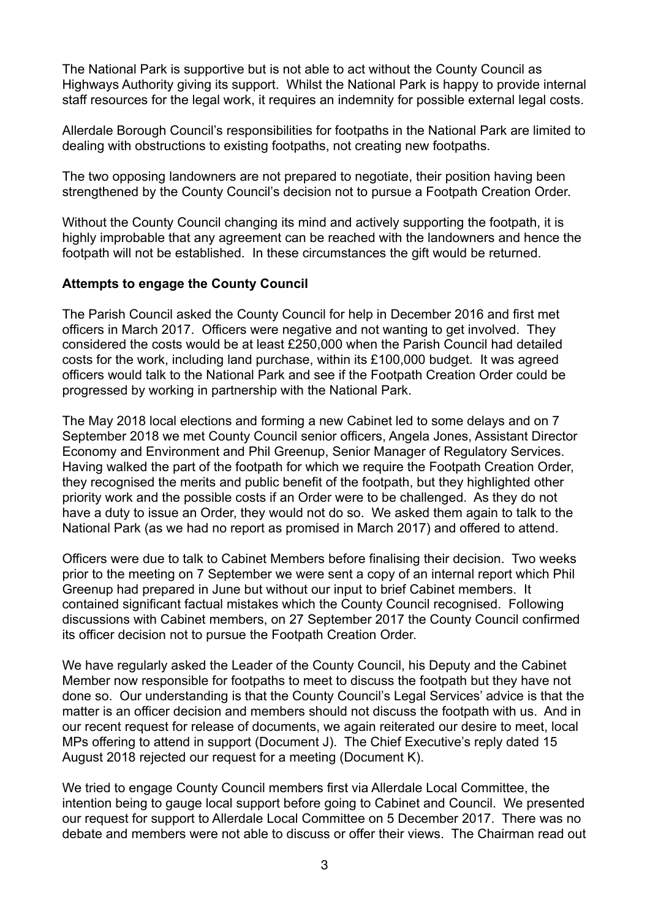The National Park is supportive but is not able to act without the County Council as Highways Authority giving its support. Whilst the National Park is happy to provide internal staff resources for the legal work, it requires an indemnity for possible external legal costs.

Allerdale Borough Council's responsibilities for footpaths in the National Park are limited to dealing with obstructions to existing footpaths, not creating new footpaths.

The two opposing landowners are not prepared to negotiate, their position having been strengthened by the County Council's decision not to pursue a Footpath Creation Order.

Without the County Council changing its mind and actively supporting the footpath, it is highly improbable that any agreement can be reached with the landowners and hence the footpath will not be established. In these circumstances the gift would be returned.

**Attempts to engage the County Council**

The Parish Council asked the County Council for help in December 2016 and first met officers in March 2017. Officers were negative and not wanting to get involved. They considered the costs would be at least £250,000 when the Parish Council had detailed costs for the work, including land purchase, within its £100,000 budget. It was agreed officers would talk to the National Park and see if the Footpath Creation Order could be progressed by working in partnership with the National Park.

The May 2018 local elections and forming a new Cabinet led to some delays and on 7 September 2018 we met County Council senior officers, Angela Jones, Assistant Director Economy and Environment and Phil Greenup, Senior Manager of Regulatory Services. Having walked the part of the footpath for which we require the Footpath Creation Order, they recognised the merits and public benefit of the footpath, but they highlighted other priority work and the possible costs if an Order were to be challenged. As they do not have a duty to issue an Order, they would not do so. We asked them again to talk to the National Park (as we had no report as promised in March 2017) and offered to attend.

Officers were due to talk to Cabinet Members before finalising their decision. Two weeks prior to the meeting on 7 September we were sent a copy of an internal report which Phil Greenup had prepared in June but without our input to brief Cabinet members. It contained significant factual mistakes which the County Council recognised. Following discussions with Cabinet members, on 27 September 2017 the County Council confirmed its officer decision not to pursue the Footpath Creation Order.

We have regularly asked the Leader of the County Council, his Deputy and the Cabinet Member now responsible for footpaths to meet to discuss the footpath but they have not done so. Our understanding is that the County Council's Legal Services' advice is that the matter is an officer decision and members should not discuss the footpath with us. And in our recent request for release of documents, we again reiterated our desire to meet, local MPs offering to attend in support (Document J). The Chief Executive's reply dated 15 August 2018 rejected our request for a meeting (Document K).

We tried to engage County Council members first via Allerdale Local Committee, the intention being to gauge local support before going to Cabinet and Council. We presented our request for support to Allerdale Local Committee on 5 December 2017. There was no debate and members were not able to discuss or offer their views. The Chairman read out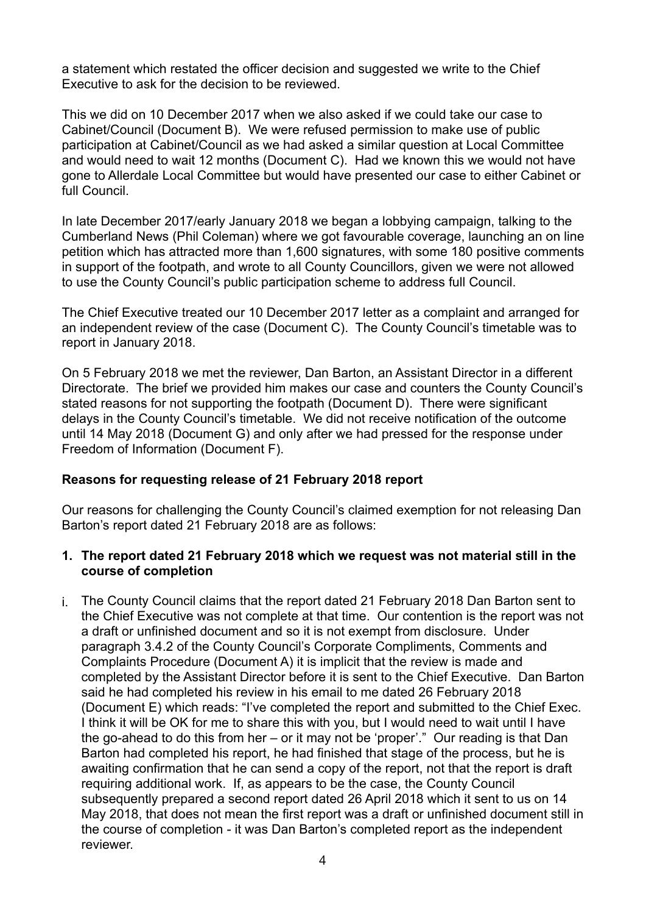a statement which restated the officer decision and suggested we write to the Chief Executive to ask for the decision to be reviewed.

This we did on 10 December 2017 when we also asked if we could take our case to Cabinet/Council (Document B). We were refused permission to make use of public participation at Cabinet/Council as we had asked a similar question at Local Committee and would need to wait 12 months (Document C). Had we known this we would not have gone to Allerdale Local Committee but would have presented our case to either Cabinet or full Council.

In late December 2017/early January 2018 we began a lobbying campaign, talking to the Cumberland News (Phil Coleman) where we got favourable coverage, launching an on line petition which has attracted more than 1,600 signatures, with some 180 positive comments in support of the footpath, and wrote to all County Councillors, given we were not allowed to use the County Council's public participation scheme to address full Council.

The Chief Executive treated our 10 December 2017 letter as a complaint and arranged for an independent review of the case (Document C). The County Council's timetable was to report in January 2018.

On 5 February 2018 we met the reviewer, Dan Barton, an Assistant Director in a different Directorate. The brief we provided him makes our case and counters the County Council's stated reasons for not supporting the footpath (Document D). There were significant delays in the County Council's timetable. We did not receive notification of the outcome until 14 May 2018 (Document G) and only after we had pressed for the response under Freedom of Information (Document F).

## Reasons for requesting release of 21 February 2018 report

Our reasons for challenging the County Council's claimed exemption for not releasing Dan Barton's report dated 21 February 2018 are as follows:

**1. The report dated 21 February 2018 which we request was not material still in the course of completion**

i. The County Council claims that the report dated 21 February 2018 Dan Barton sent to the Chief Executive was not complete at that time. Our contention is the report was not a draft or unfinished document and so it is not exempt from disclosure. Under paragraph 3.4.2 of the County Council's Corporate Compliments, Comments and Complaints Procedure (Document A) it is implicit that the review is made and completed by the Assistant Director before it is sent to the Chief Executive. Dan Barton said he had completed his review in his email to me dated 26 February 2018 (Document E) which reads: "I've completed the report and submitted to the Chief Exec. I think it will be OK for me to share this with you, but I would need to wait until I have the go-ahead to do this from her – or it may not be 'proper'." Our reading is that Dan Barton had completed his report, he had finished that stage of the process, but he is awaiting confirmation that he can send a copy of the report, not that the report is draft requiring additional work. If, as appears to be the case, the County Council subsequently prepared a second report dated 26 April 2018 which it sent to us on 14 May 2018, that does not mean the first report was a draft or unfinished document still in the course of completion - it was Dan Barton's completed report as the independent reviewer.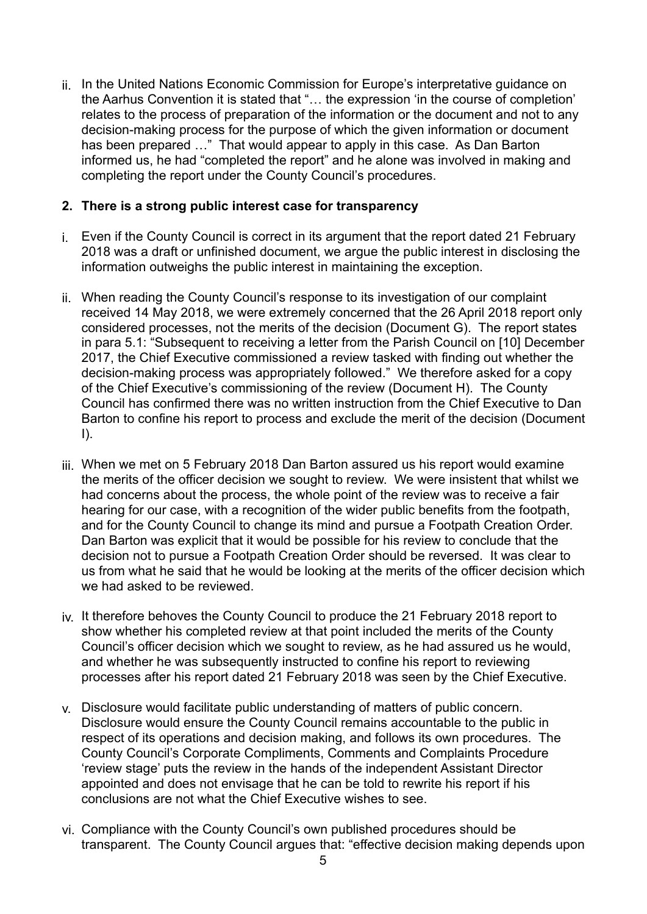ii. In the United Nations Economic Commission for Europe's interpretative guidance on the Aarhus Convention it is stated that "… the expression 'in the course of completion' relates to the process of preparation of the information or the document and not to any decision-making process for the purpose of which the given information or document has been prepared …" That would appear to apply in this case. As Dan Barton informed us, he had "completed the report" and he alone was involved in making and completing the report under the County Council's procedures.

**2. There is a strong public interest case for transparency**

i. Even if the County Council is correct in its argument that the report dated 21 February 2018 was a draft or unfinished document, we argue the public interest in disclosing the information outweighs the public interest in maintaining the exception.

ii. When reading the County Council's response to its investigation of our complaint received 14 May 2018, we were extremely concerned that the 26 April 2018 report only considered processes, not the merits of the decision (Document G). The report states in para 5.1: "Subsequent to receiving a letter from the Parish Council on [10] December 2017, the Chief Executive commissioned a review tasked with finding out whether the decision-making process was appropriately followed." We therefore asked for a copy of the Chief Executive's commissioning of the review (Document H). The County Council has confirmed there was no written instruction from the Chief Executive to Dan Barton to confine his report to process and exclude the merit of the decision (Document I).

iii. When we met on 5 February 2018 Dan Barton assured us his report would examine the merits of the officer decision we sought to review. We were insistent that whilst we had concerns about the process, the whole point of the review was to receive a fair hearing for our case, with a recognition of the wider public benefits from the footpath, and for the County Council to change its mind and pursue a Footpath Creation Order. Dan Barton was explicit that it would be possible for his review to conclude that the decision not to pursue a Footpath Creation Order should be reversed. It was clear to us from what he said that he would be looking at the merits of the officer decision which we had asked to be reviewed.

iv. It therefore behoves the County Council to produce the 21 February 2018 report to show whether his completed review at that point included the merits of the County Council's officer decision which we sought to review, as he had assured us he would, and whether he was subsequently instructed to confine his report to reviewing processes after his report dated 21 February 2018 was seen by the Chief Executive.

v. Disclosure would facilitate public understanding of matters of public concern. Disclosure would ensure the County Council remains accountable to the public in respect of its operations and decision making, and follows its own procedures. The County Council's Corporate Compliments, Comments and Complaints Procedure 'review stage' puts the review in the hands of the independent Assistant Director appointed and does not envisage that he can be told to rewrite his report if his conclusions are not what the Chief Executive wishes to see.

vi. Compliance with the County Council's own published procedures should be transparent. The County Council argues that: "effective decision making depends upon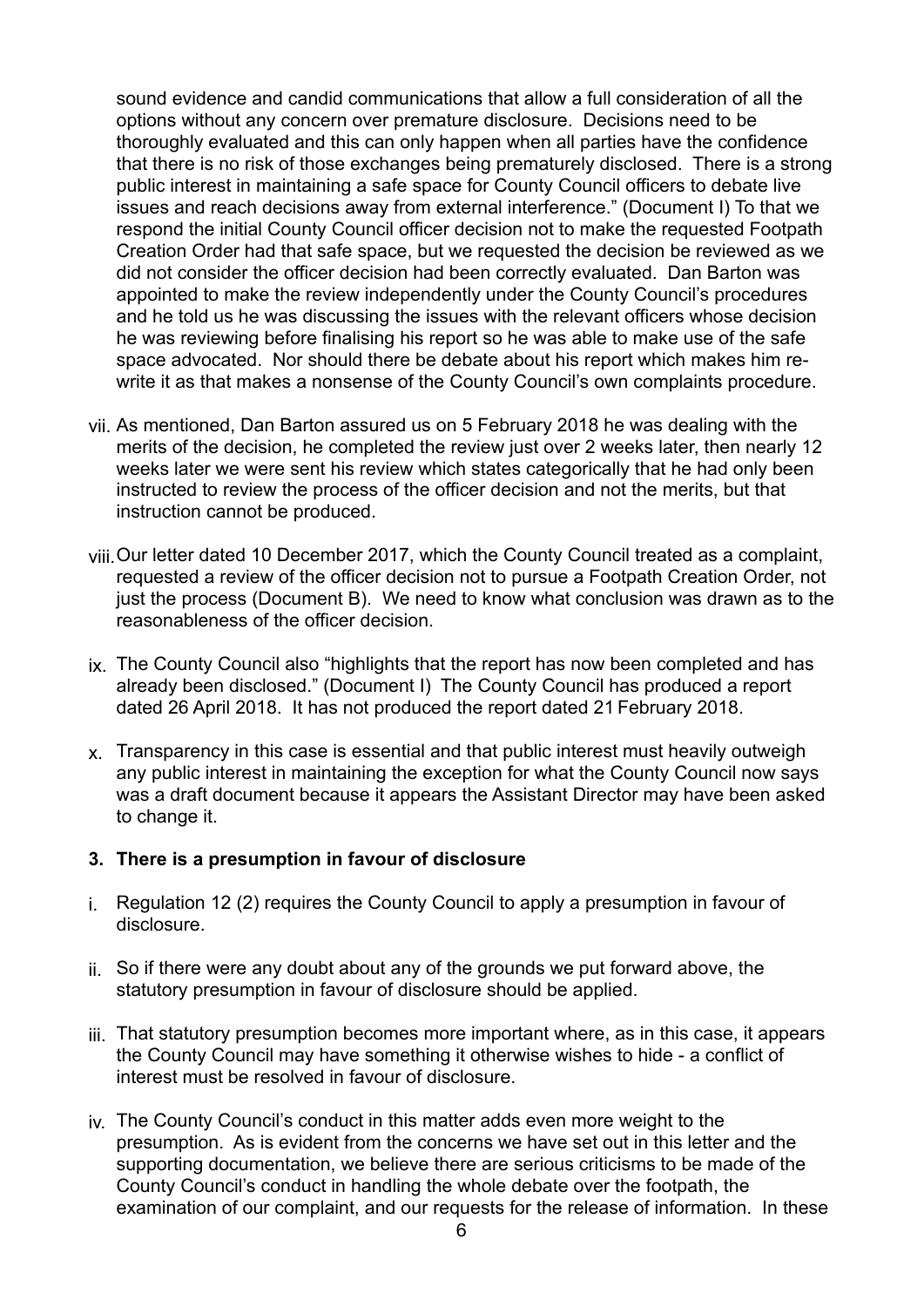sound evidence and candid communications that allow a full consideration of all the options without any concern over premature disclosure. Decisions need to be thoroughly evaluated and this can only happen when all parties have the confidence that there is no risk of those exchanges being prematurely disclosed. There is a strong public interest in maintaining a safe space for County Council officers to debate live issues and reach decisions away from external interference." (Document I) To that we respond the initial County Council officer decision not to make the requested Footpath Creation Order had that safe space, but we requested the decision be reviewed as we did not consider the officer decision had been correctly evaluated. Dan Barton was appointed to make the review independently under the County Council's procedures and he told us he was discussing the issues with the relevant officers whose decision he was reviewing before finalising his report so he was able to make use of the safe space advocated. Nor should there be debate about his report which makes him re-write it as that makes a nonsense of the County Council's own complaints procedure.

vii. As mentioned, Dan Barton assured us on 5 February 2018 he was dealing with the merits of the decision, he completed the review just over 2 weeks later, then nearly 12 weeks later we were sent his review which states categorically that he had only been instructed to review the process of the officer decision and not the merits, but that instruction cannot be produced.

viii. Our letter dated 10 December 2017, which the County Council treated as a complaint, requested a review of the officer decision not to pursue a Footpath Creation Order, not just the process (Document B). We need to know what conclusion was drawn as to the reasonableness of the officer decision.

ix. The County Council also "highlights that the report has now been completed and has already been disclosed." (Document I) The County Council has produced a report dated 26 April 2018. It has not produced the report dated 21 February 2018.

x. Transparency in this case is essential and that public interest must heavily outweigh any public interest in maintaining the exception for what the County Council now says was a draft document because it appears the Assistant Director may have been asked to change it.

**3. There is a presumption in favour of disclosure**

i. Regulation 12 (2) requires the County Council to apply a presumption in favour of disclosure.

ii. So if there were any doubt about any of the grounds we put forward above, the statutory presumption in favour of disclosure should be applied.

iii. That statutory presumption becomes more important where, as in this case, it appears the County Council may have something it otherwise wishes to hide - a conflict of interest must be resolved in favour of disclosure.

iv. The County Council's conduct in this matter adds even more weight to the presumption. As is evident from the concerns we have set out in this letter and the supporting documentation, we believe there are serious criticisms to be made of the County Council's conduct in handling the whole debate over the footpath, the examination of our complaint, and our requests for the release of information. In these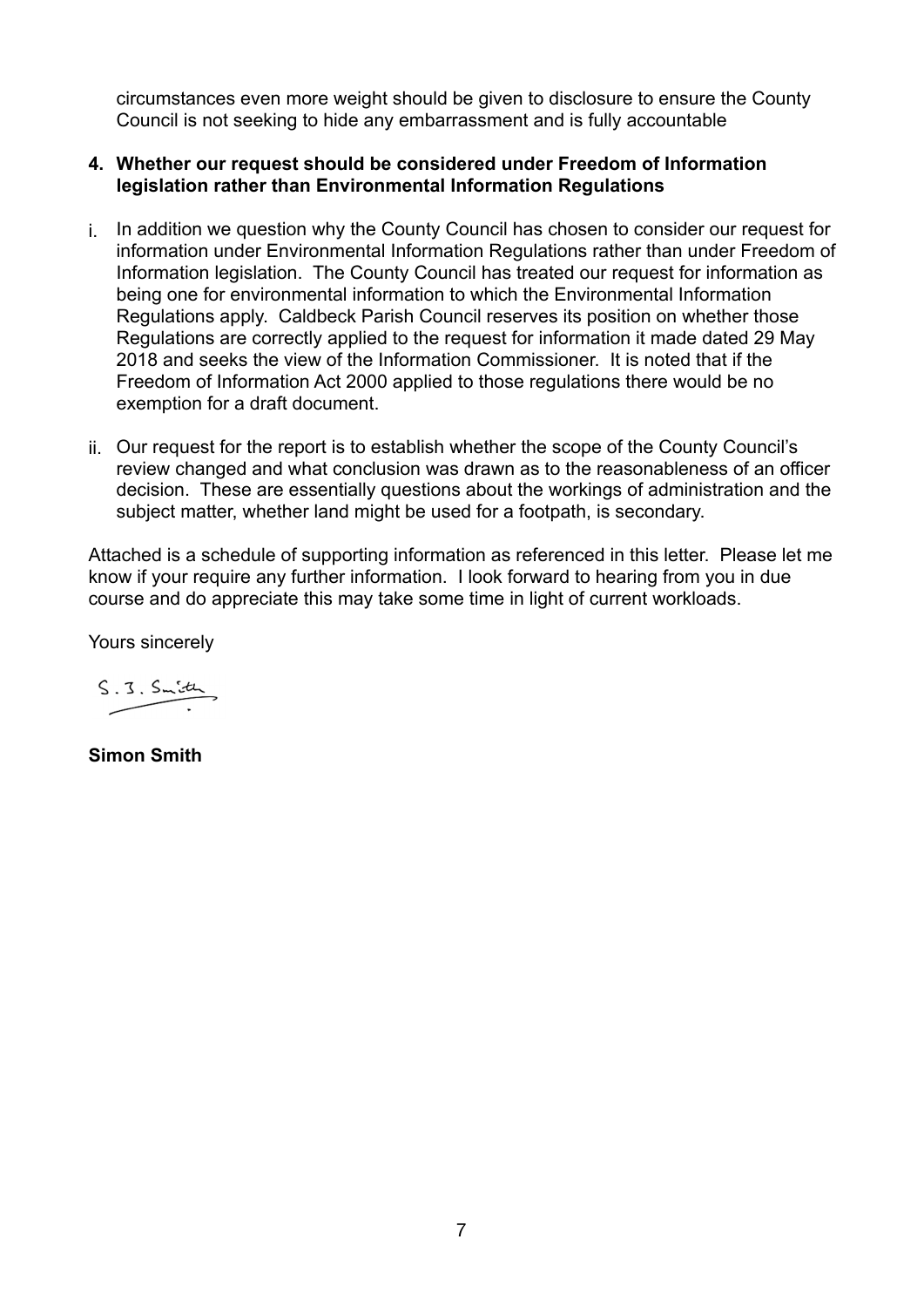circumstances even more weight should be given to disclosure to ensure the County Council is not seeking to hide any embarrassment and is fully accountable

**4. Whether our request should be considered under Freedom of Information legislation rather than Environmental Information Regulations**

i. In addition we question why the County Council has chosen to consider our request for information under Environmental Information Regulations rather than under Freedom of Information legislation. The County Council has treated our request for information as being one for environmental information to which the Environmental Information Regulations apply. Caldbeck Parish Council reserves its position on whether those Regulations are correctly applied to the request for information it made dated 29 May 2018 and seeks the view of the Information Commissioner. It is noted that if the Freedom of Information Act 2000 applied to those regulations there would be no exemption for a draft document.

ii. Our request for the report is to establish whether the scope of the County Council's review changed and what conclusion was drawn as to the reasonableness of an officer decision. These are essentially questions about the workings of administration and the subject matter, whether land might be used for a footpath, is secondary.

Attached is a schedule of supporting information as referenced in this letter. Please let me know if your require any further information. I look forward to hearing from you in due course and do appreciate this may take some time in light of current workloads.

Yours sincerely

S. J. Smith

**Simon Smith**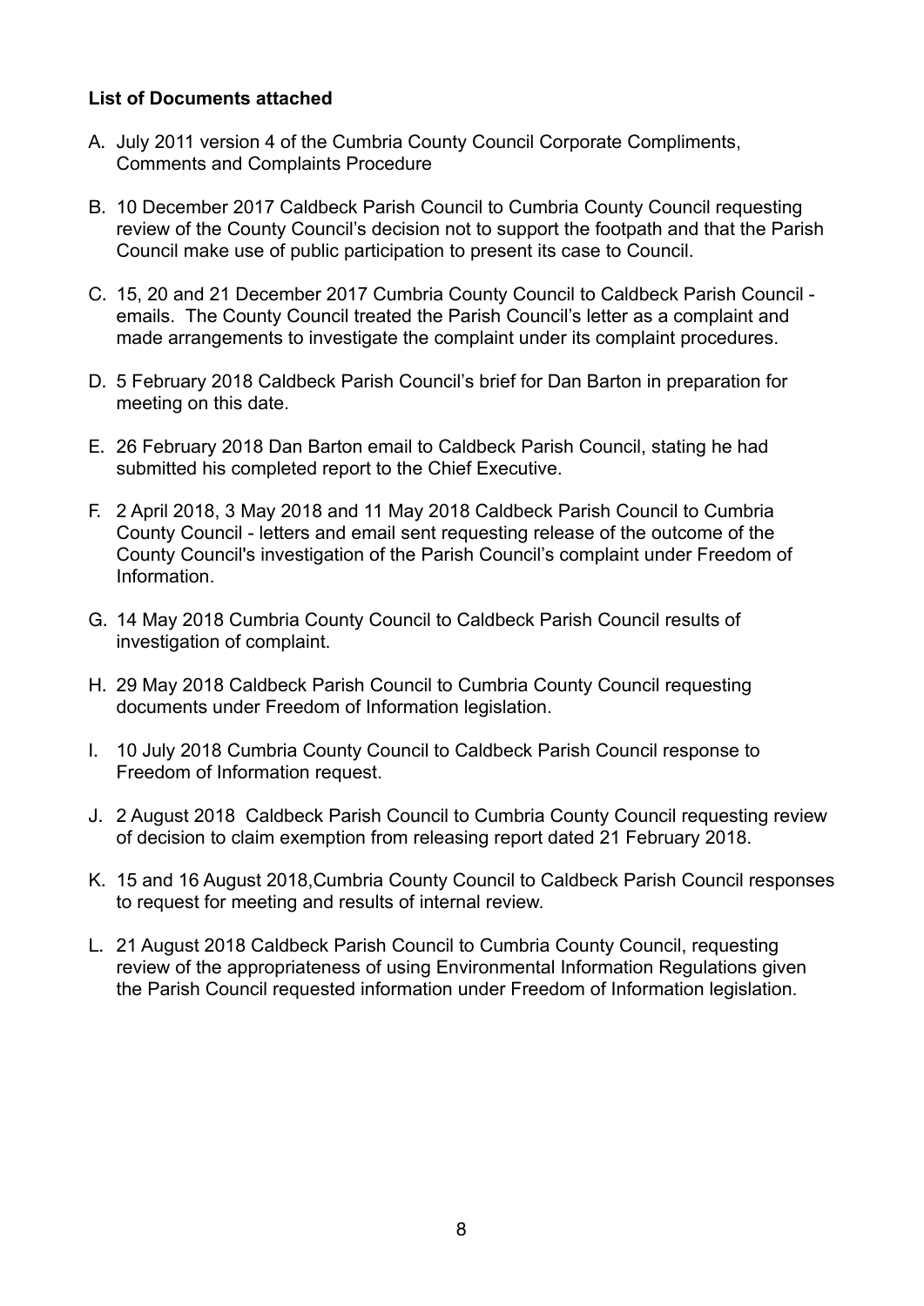**List of Documents attached**

A. July 2011 version 4 of the Cumbria County Council Corporate Compliments, Comments and Complaints Procedure

B. 10 December 2017 Caldbeck Parish Council to Cumbria County Council requesting review of the County Council's decision not to support the footpath and that the Parish Council make use of public participation to present its case to Council.

C. 15, 20 and 21 December 2017 Cumbria County Council to Caldbeck Parish Council - emails. The County Council treated the Parish Council's letter as a complaint and made arrangements to investigate the complaint under its complaint procedures.

D. 5 February 2018 Caldbeck Parish Council's brief for Dan Barton in preparation for meeting on this date.

E. 26 February 2018 Dan Barton email to Caldbeck Parish Council, stating he had submitted his completed report to the Chief Executive.

F. 2 April 2018, 3 May 2018 and 11 May 2018 Caldbeck Parish Council to Cumbria County Council - letters and email sent requesting release of the outcome of the County Council's investigation of the Parish Council's complaint under Freedom of Information.

G. 14 May 2018 Cumbria County Council to Caldbeck Parish Council results of investigation of complaint.

H. 29 May 2018 Caldbeck Parish Council to Cumbria County Council requesting documents under Freedom of Information legislation.

I. 10 July 2018 Cumbria County Council to Caldbeck Parish Council response to Freedom of Information request.

J. 2 August 2018 Caldbeck Parish Council to Cumbria County Council requesting review of decision to claim exemption from releasing report dated 21 February 2018.

K. 15 and 16 August 2018, Cumbria County Council to Caldbeck Parish Council responses to request for meeting and results of internal review.

L. 21 August 2018 Caldbeck Parish Council to Cumbria County Council, requesting review of the appropriateness of using Environmental Information Regulations given the Parish Council requested information under Freedom of Information legislation.